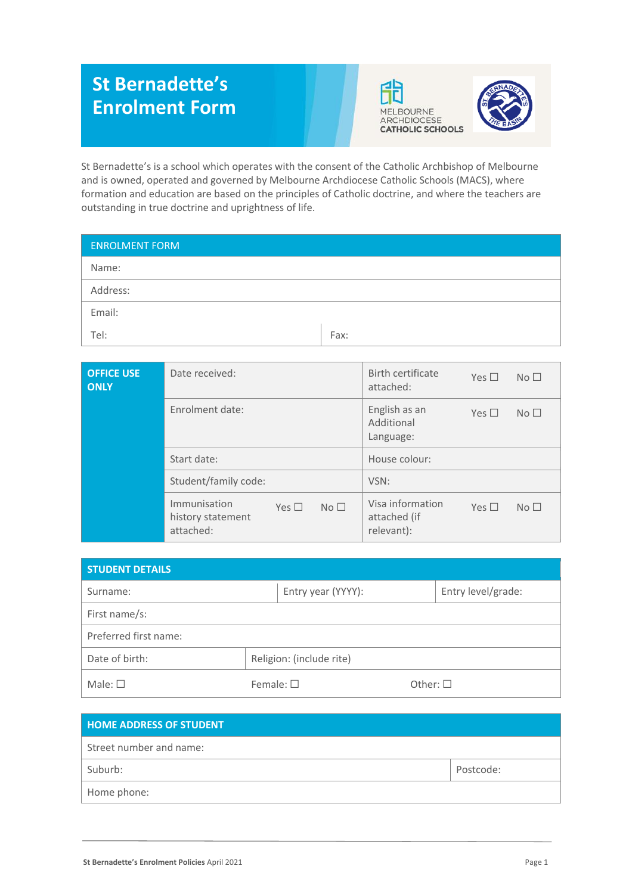# St Bernadette's Enrolment Form

MELBOURNE ARCHDIOCESE CATHOLIC SCHOOLS

St Bernadette's is a school which operates with the consent of the Catholic Archbishop of Melbourne and is owned, operated and governed by Melbourne Archdiocese Catholic Schools (MACS), where formation and education are based on the principles of Catholic doctrine, and where the teachers are outstanding in true doctrine and uprightness of life.

| ENROLMENT FORM | |
|---|---|
| Name: | |
| Address: | |
| Email: | |
| Tel: | Fax: |

| OFFICE USE ONLY | | | | | | |
|---|---|---|---|---|---|---|
| | Date received: | | | Birth certificate attached: | Yes ☐ | No ☐ |
| | Enrolment date: | | | English as an Additional Language: | Yes ☐ | No ☐ |
| | Start date: | | | House colour: | | |
| | Student/family code: | | | VSN: | | |
| | Immunisation history statement attached: | Yes ☐ | No ☐ | Visa information attached (if relevant): | Yes ☐ | No ☐ |

| STUDENT DETAILS | | |
|---|---|---|
| Surname: | Entry year (YYYY): | Entry level/grade: |
| First name/s: | | |
| Preferred first name: | | |
| Date of birth: | Religion: (include rite) | |
| Male: ☐ | Female: ☐ | Other: ☐ |

| HOME ADDRESS OF STUDENT | |
|---|---|
| Street number and name: | |
| Suburb: | Postcode: |
| Home phone: | |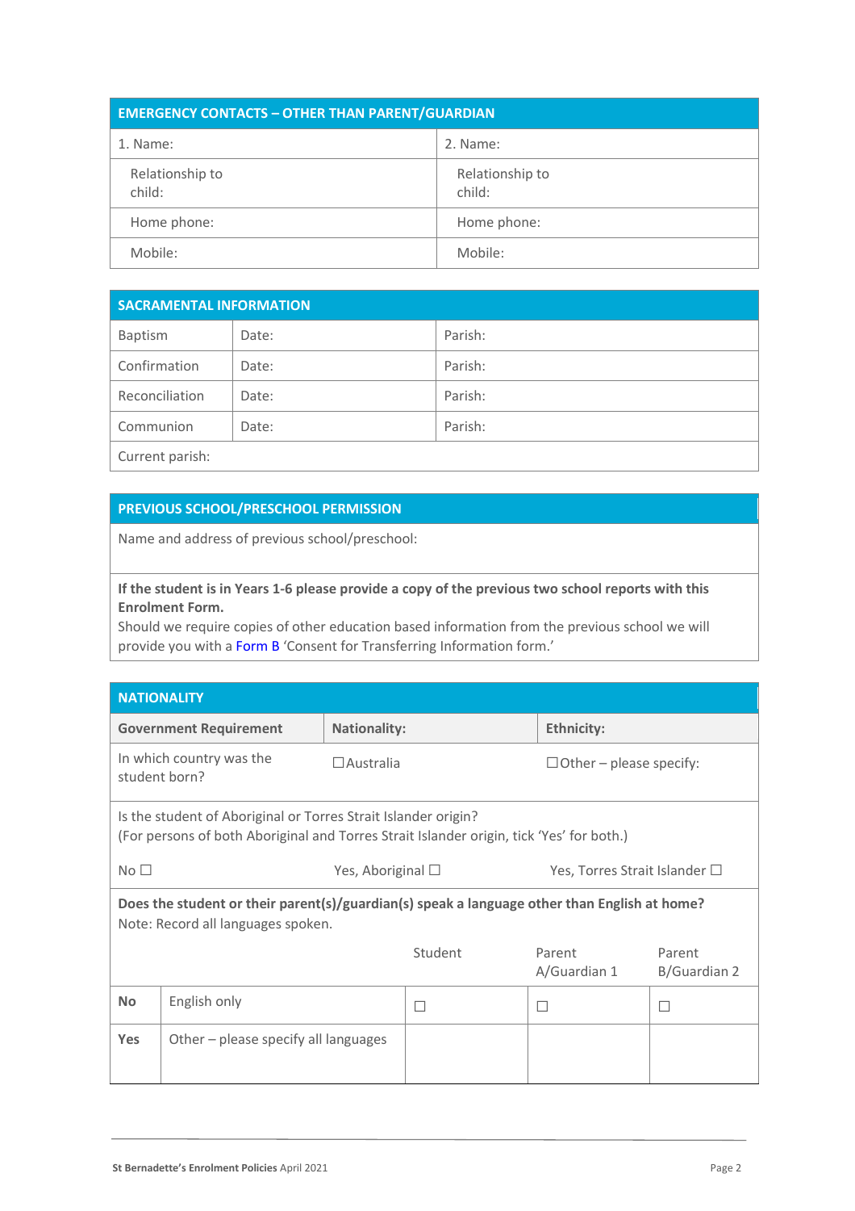| EMERGENCY CONTACTS – OTHER THAN PARENT/GUARDIAN | |
|---|---|
| 1. Name: | 2. Name: |
| Relationship to child: | Relationship to child: |
| Home phone: | Home phone: |
| Mobile: | Mobile: |

| SACRAMENTAL INFORMATION | | |
|---|---|---|
| Baptism | Date: | Parish: |
| Confirmation | Date: | Parish: |
| Reconciliation | Date: | Parish: |
| Communion | Date: | Parish: |
| Current parish: | | |

| PREVIOUS SCHOOL/PRESCHOOL PERMISSION |
|---|
| Name and address of previous school/preschool: |
| **If the student is in Years 1-6 please provide a copy of the previous two school reports with this Enrolment Form.** Should we require copies of other education based information from the previous school we will provide you with a Form B 'Consent for Transferring Information form.' |

| NATIONALITY | | |
|---|---|---|
| **Government Requirement** | **Nationality:** | **Ethnicity:** |
| In which country was the student born? | ☐Australia | ☐Other – please specify: |
| Is the student of Aboriginal or Torres Strait Islander origin? (For persons of both Aboriginal and Torres Strait Islander origin, tick 'Yes' for both.) | | |
| No ☐ | Yes, Aboriginal ☐ | Yes, Torres Strait Islander ☐ |

| **Does the student or their parent(s)/guardian(s) speak a language other than English at home?** Note: Record all languages spoken. | | | | |
|---|---|---|---|---|
| | | Student | Parent A/Guardian 1 | Parent B/Guardian 2 |
| **No** | English only | ☐ | ☐ | ☐ |
| **Yes** | Other – please specify all languages | | | |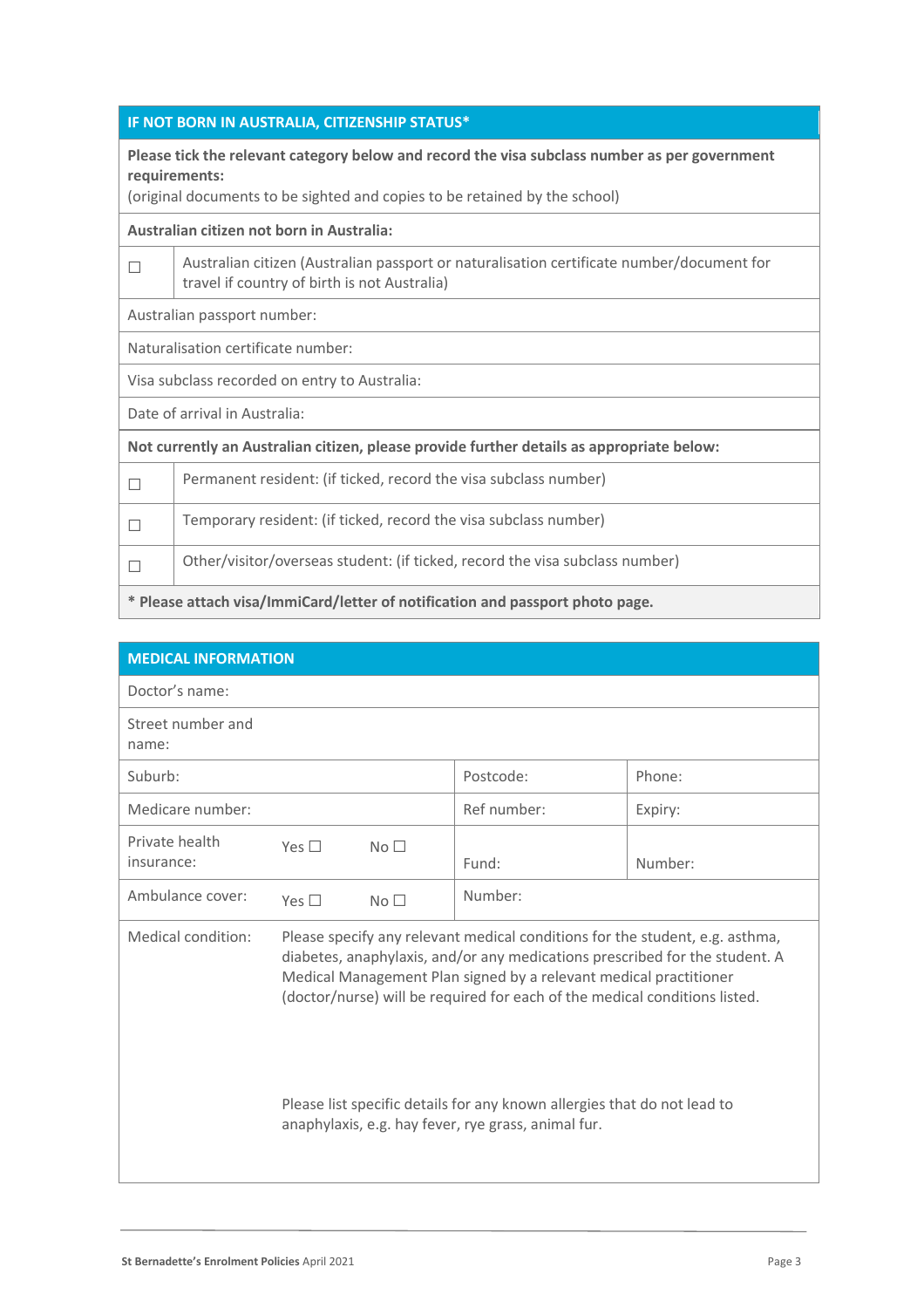| IF NOT BORN IN AUSTRALIA, CITIZENSHIP STATUS* | |
|---|---|
| **Please tick the relevant category below and record the visa subclass number as per government requirements:** (original documents to be sighted and copies to be retained by the school) | |
| **Australian citizen not born in Australia:** | |
| ☐ | Australian citizen (Australian passport or naturalisation certificate number/document for travel if country of birth is not Australia) |
| Australian passport number: | |
| Naturalisation certificate number: | |
| Visa subclass recorded on entry to Australia: | |
| Date of arrival in Australia: | |
| **Not currently an Australian citizen, please provide further details as appropriate below:** | |
| ☐ | Permanent resident: (if ticked, record the visa subclass number) |
| ☐ | Temporary resident: (if ticked, record the visa subclass number) |
| ☐ | Other/visitor/overseas student: (if ticked, record the visa subclass number) |
| **\* Please attach visa/ImmiCard/letter of notification and passport photo page.** | |

| MEDICAL INFORMATION | | | | |
|---|---|---|---|---|
| Doctor's name: | | | | |
| Street number and name: | | | | |
| Suburb: | | | Postcode: | Phone: |
| Medicare number: | | | Ref number: | Expiry: |
| Private health insurance: | Yes ☐ | No ☐ | Fund: | Number: |
| Ambulance cover: | Yes ☐ | No ☐ | Number: | |
| Medical condition: | Please specify any relevant medical conditions for the student, e.g. asthma, diabetes, anaphylaxis, and/or any medications prescribed for the student. A Medical Management Plan signed by a relevant medical practitioner (doctor/nurse) will be required for each of the medical conditions listed.<br><br>Please list specific details for any known allergies that do not lead to anaphylaxis, e.g. hay fever, rye grass, animal fur. | | | |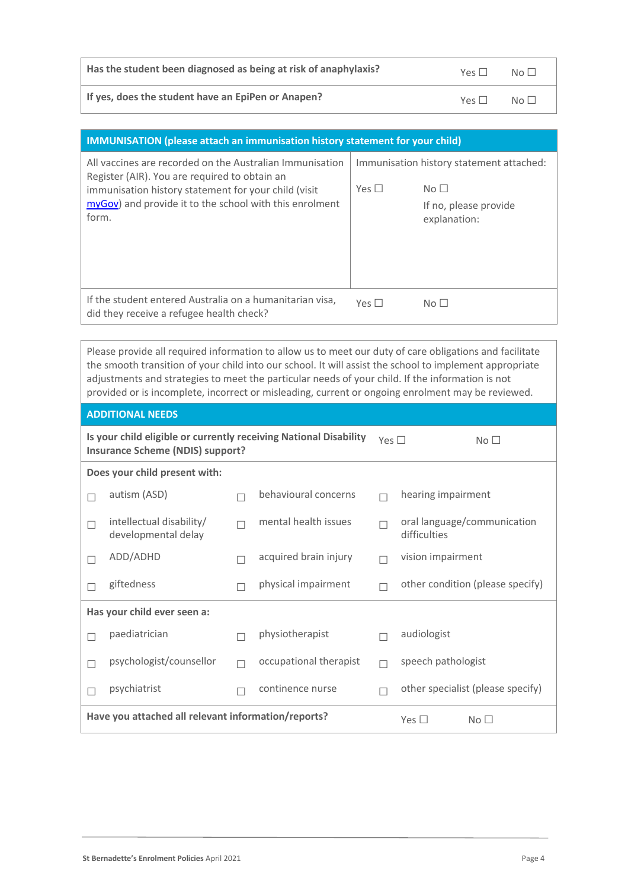| **Has the student been diagnosed as being at risk of anaphylaxis?** | Yes ☐ | No ☐ |
|---|---|---|
| **If yes, does the student have an EpiPen or Anapen?** | Yes ☐ | No ☐ |

| **IMMUNISATION (please attach an immunisation history statement for your child)** | | |
|---|---|---|
| All vaccines are recorded on the Australian Immunisation Register (AIR). You are required to obtain an immunisation history statement for your child (visit [myGov](myGov)) and provide it to the school with this enrolment form. | Immunisation history statement attached:<br><br>Yes ☐ | No ☐<br><br>If no, please provide explanation: |
| If the student entered Australia on a humanitarian visa, did they receive a refugee health check? | Yes ☐ | No ☐ |

Please provide all required information to allow us to meet our duty of care obligations and facilitate the smooth transition of your child into our school. It will assist the school to implement appropriate adjustments and strategies to meet the particular needs of your child. If the information is not provided or is incomplete, incorrect or misleading, current or ongoing enrolment may be reviewed.

| **ADDITIONAL NEEDS** | | |
|---|---|---|
| **Is your child eligible or currently receiving National Disability Insurance Scheme (NDIS) support?** | Yes ☐ | No ☐ |

**Does your child present with:**

| | | |
|---|---|---|
| ☐ autism (ASD) | ☐ behavioural concerns | ☐ hearing impairment |
| ☐ intellectual disability/ developmental delay | ☐ mental health issues | ☐ oral language/communication difficulties |
| ☐ ADD/ADHD | ☐ acquired brain injury | ☐ vision impairment |
| ☐ giftedness | ☐ physical impairment | ☐ other condition (please specify) |

**Has your child ever seen a:**

| | | |
|---|---|---|
| ☐ paediatrician | ☐ physiotherapist | ☐ audiologist |
| ☐ psychologist/counsellor | ☐ occupational therapist | ☐ speech pathologist |
| ☐ psychiatrist | ☐ continence nurse | ☐ other specialist (please specify) |

| **Have you attached all relevant information/reports?** | Yes ☐ | No ☐ |
|---|---|---|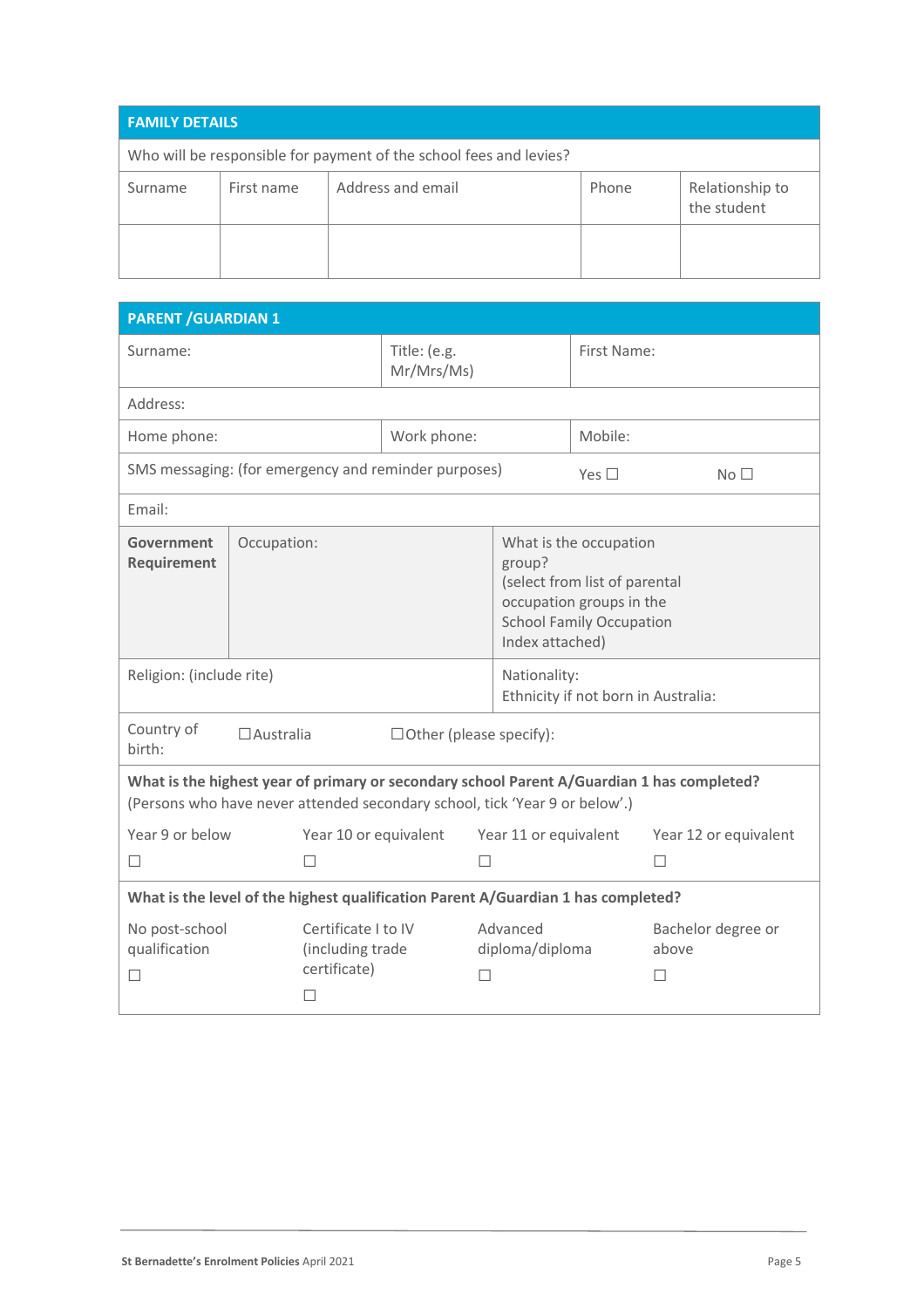## FAMILY DETAILS

Who will be responsible for payment of the school fees and levies?

| Surname | First name | Address and email | Phone | Relationship to the student |
|---|---|---|---|---|
| | | | | |

## PARENT /GUARDIAN 1

| Surname: | Title: (e.g. Mr/Mrs/Ms) | First Name: |
|---|---|---|
| Address: | | |
| Home phone: | Work phone: | Mobile: |
| SMS messaging: (for emergency and reminder purposes) | Yes ☐ | No ☐ |
| Email: | | |

| **Government Requirement** | Occupation: | What is the occupation group? (select from list of parental occupation groups in the School Family Occupation Index attached) |
|---|---|---|

| Religion: (include rite) | Nationality: Ethnicity if not born in Australia: |
|---|---|

| Country of birth: | ☐Australia | ☐Other (please specify): |
|---|---|---|

**What is the highest year of primary or secondary school Parent A/Guardian 1 has completed?**
(Persons who have never attended secondary school, tick 'Year 9 or below'.)

| Year 9 or below | Year 10 or equivalent | Year 11 or equivalent | Year 12 or equivalent |
|---|---|---|---|
| ☐ | ☐ | ☐ | ☐ |

**What is the level of the highest qualification Parent A/Guardian 1 has completed?**

| No post-school qualification | Certificate I to IV (including trade certificate) | Advanced diploma/diploma | Bachelor degree or above |
|---|---|---|---|
| ☐ | ☐ | ☐ | ☐ |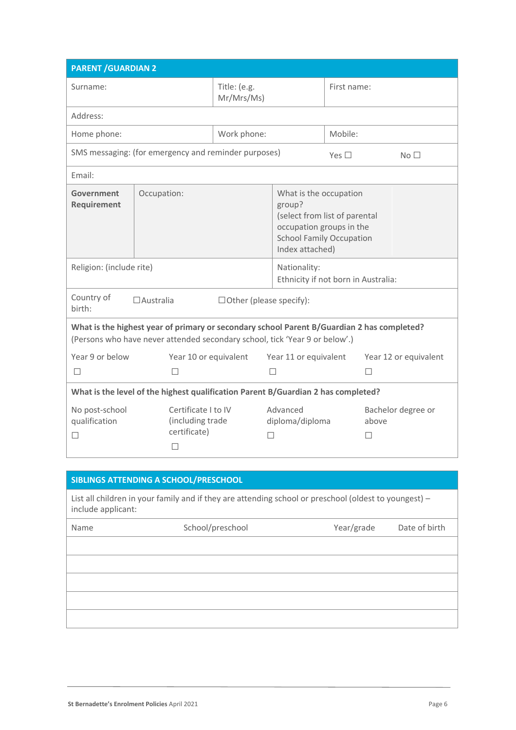## PARENT /GUARDIAN 2

| Surname: | Title: (e.g. Mr/Mrs/Ms) | First name: |
|---|---|---|
| Address: | | |
| Home phone: | Work phone: | Mobile: |
| SMS messaging: (for emergency and reminder purposes) | Yes ☐ | No ☐ |
| Email: | | |

| **Government Requirement** | Occupation: | What is the occupation group? (select from list of parental occupation groups in the School Family Occupation Index attached) | |
|---|---|---|---|
| Religion: (include rite) | | Nationality: Ethnicity if not born in Australia: | |
| Country of birth: | ☐Australia | ☐Other (please specify): | |

**What is the highest year of primary or secondary school Parent B/Guardian 2 has completed?**
(Persons who have never attended secondary school, tick 'Year 9 or below'.)

| Year 9 or below | Year 10 or equivalent | Year 11 or equivalent | Year 12 or equivalent |
|---|---|---|---|
| ☐ | ☐ | ☐ | ☐ |

**What is the level of the highest qualification Parent B/Guardian 2 has completed?**

| No post-school qualification | Certificate I to IV (including trade certificate) | Advanced diploma/diploma | Bachelor degree or above |
|---|---|---|---|
| ☐ | ☐ | ☐ | ☐ |

## SIBLINGS ATTENDING A SCHOOL/PRESCHOOL

List all children in your family and if they are attending school or preschool (oldest to youngest) – include applicant:

| Name | School/preschool | Year/grade | Date of birth |
|---|---|---|---|
| | | | |
| | | | |
| | | | |
| | | | |
| | | | |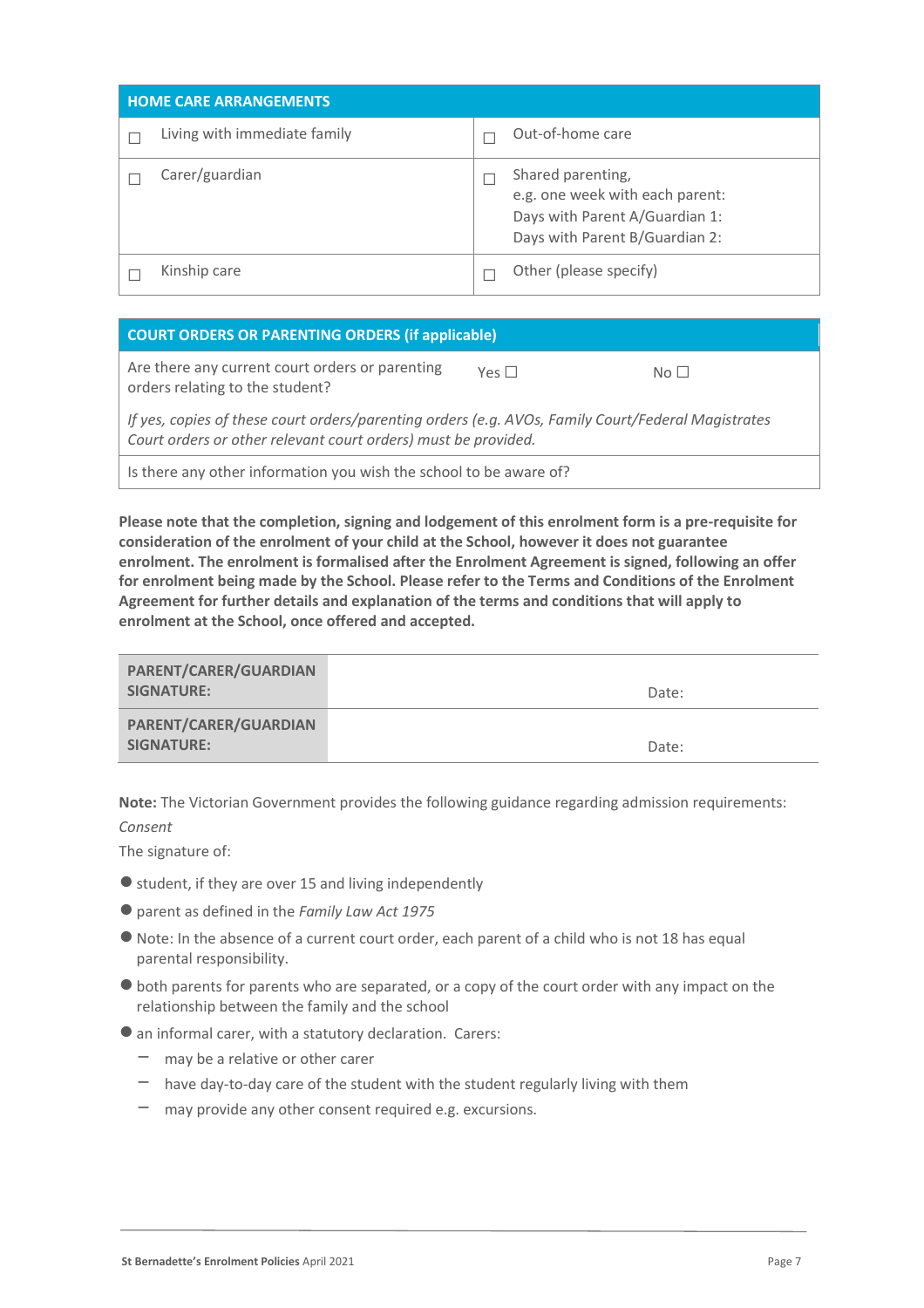| HOME CARE ARRANGEMENTS | |
|---|---|
| ☐ Living with immediate family | ☐ Out-of-home care |
| ☐ Carer/guardian | ☐ Shared parenting, e.g. one week with each parent: Days with Parent A/Guardian 1: Days with Parent B/Guardian 2: |
| ☐ Kinship care | ☐ Other (please specify) |

| COURT ORDERS OR PARENTING ORDERS (if applicable) | | |
|---|---|---|
| Are there any current court orders or parenting orders relating to the student? | Yes ☐ | No ☐ |
| *If yes, copies of these court orders/parenting orders (e.g. AVOs, Family Court/Federal Magistrates Court orders or other relevant court orders) must be provided.* | | |
| Is there any other information you wish the school to be aware of? | | |

**Please note that the completion, signing and lodgement of this enrolment form is a pre-requisite for consideration of the enrolment of your child at the School, however it does not guarantee enrolment. The enrolment is formalised after the Enrolment Agreement is signed, following an offer for enrolment being made by the School. Please refer to the Terms and Conditions of the Enrolment Agreement for further details and explanation of the terms and conditions that will apply to enrolment at the School, once offered and accepted.**

| | |
|---|---|
| **PARENT/CARER/GUARDIAN SIGNATURE:** | Date: |
| **PARENT/CARER/GUARDIAN SIGNATURE:** | Date: |

**Note:** The Victorian Government provides the following guidance regarding admission requirements:

*Consent*

The signature of:

- student, if they are over 15 and living independently
- parent as defined in the *Family Law Act 1975*
- Note: In the absence of a current court order, each parent of a child who is not 18 has equal parental responsibility.
- both parents for parents who are separated, or a copy of the court order with any impact on the relationship between the family and the school
- an informal carer, with a statutory declaration. Carers:
  - may be a relative or other carer
  - have day-to-day care of the student with the student regularly living with them
  - may provide any other consent required e.g. excursions.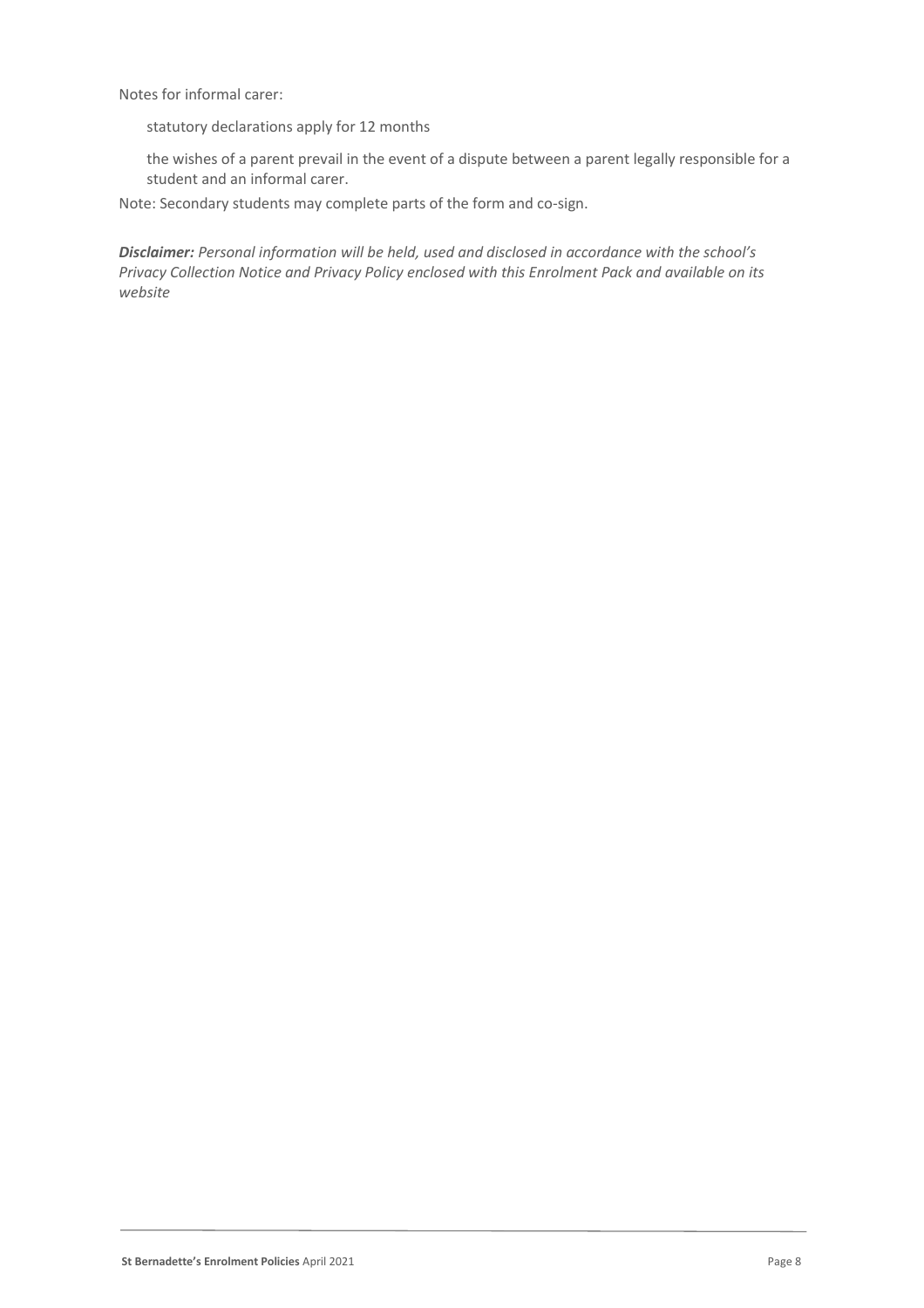Notes for informal carer:

- statutory declarations apply for 12 months
- the wishes of a parent prevail in the event of a dispute between a parent legally responsible for a student and an informal carer.

Note: Secondary students may complete parts of the form and co-sign.

***Disclaimer:*** *Personal information will be held, used and disclosed in accordance with the school's Privacy Collection Notice and Privacy Policy enclosed with this Enrolment Pack and available on its website*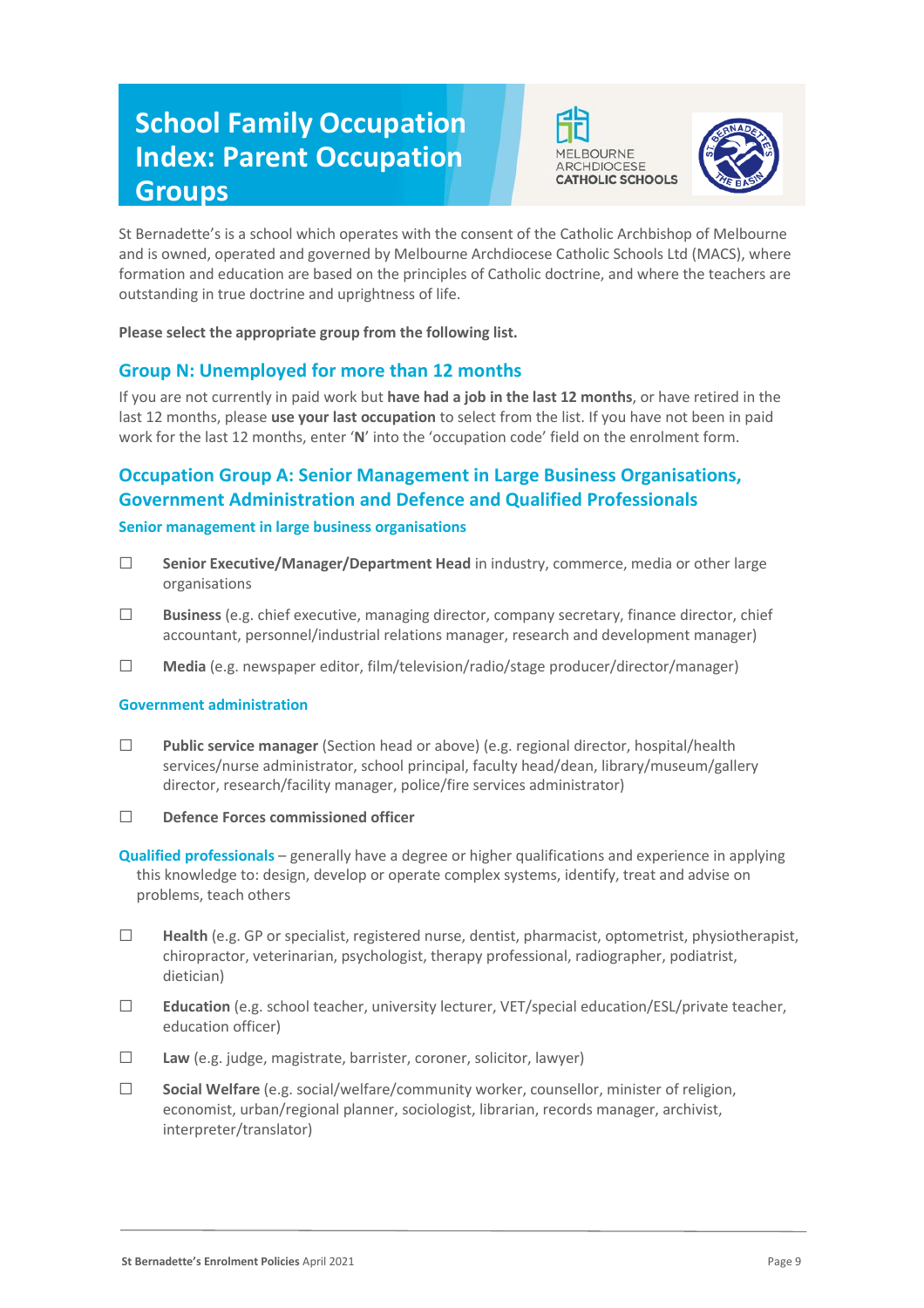# School Family Occupation Index: Parent Occupation Groups

St Bernadette's is a school which operates with the consent of the Catholic Archbishop of Melbourne and is owned, operated and governed by Melbourne Archdiocese Catholic Schools Ltd (MACS), where formation and education are based on the principles of Catholic doctrine, and where the teachers are outstanding in true doctrine and uprightness of life.

**Please select the appropriate group from the following list.**

## Group N: Unemployed for more than 12 months

If you are not currently in paid work but **have had a job in the last 12 months**, or have retired in the last 12 months, please **use your last occupation** to select from the list. If you have not been in paid work for the last 12 months, enter '**N**' into the 'occupation code' field on the enrolment form.

## Occupation Group A: Senior Management in Large Business Organisations, Government Administration and Defence and Qualified Professionals

### Senior management in large business organisations

- ☐ **Senior Executive/Manager/Department Head** in industry, commerce, media or other large organisations
- ☐ **Business** (e.g. chief executive, managing director, company secretary, finance director, chief accountant, personnel/industrial relations manager, research and development manager)
- ☐ **Media** (e.g. newspaper editor, film/television/radio/stage producer/director/manager)

### Government administration

- ☐ **Public service manager** (Section head or above) (e.g. regional director, hospital/health services/nurse administrator, school principal, faculty head/dean, library/museum/gallery director, research/facility manager, police/fire services administrator)
- ☐ **Defence Forces commissioned officer**

**Qualified professionals** – generally have a degree or higher qualifications and experience in applying this knowledge to: design, develop or operate complex systems, identify, treat and advise on problems, teach others

- ☐ **Health** (e.g. GP or specialist, registered nurse, dentist, pharmacist, optometrist, physiotherapist, chiropractor, veterinarian, psychologist, therapy professional, radiographer, podiatrist, dietician)
- ☐ **Education** (e.g. school teacher, university lecturer, VET/special education/ESL/private teacher, education officer)
- ☐ **Law** (e.g. judge, magistrate, barrister, coroner, solicitor, lawyer)
- ☐ **Social Welfare** (e.g. social/welfare/community worker, counsellor, minister of religion, economist, urban/regional planner, sociologist, librarian, records manager, archivist, interpreter/translator)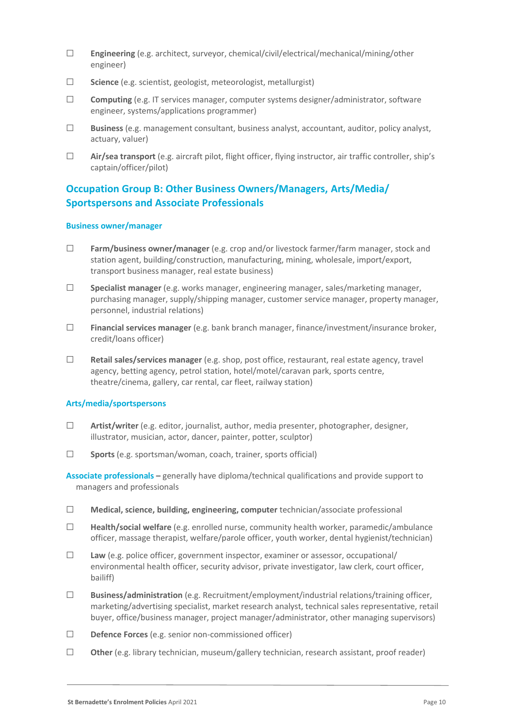- ☐ **Engineering** (e.g. architect, surveyor, chemical/civil/electrical/mechanical/mining/other engineer)
- ☐ **Science** (e.g. scientist, geologist, meteorologist, metallurgist)
- ☐ **Computing** (e.g. IT services manager, computer systems designer/administrator, software engineer, systems/applications programmer)
- ☐ **Business** (e.g. management consultant, business analyst, accountant, auditor, policy analyst, actuary, valuer)
- ☐ **Air/sea transport** (e.g. aircraft pilot, flight officer, flying instructor, air traffic controller, ship's captain/officer/pilot)

## Occupation Group B: Other Business Owners/Managers, Arts/Media/ Sportspersons and Associate Professionals

### Business owner/manager

- ☐ **Farm/business owner/manager** (e.g. crop and/or livestock farmer/farm manager, stock and station agent, building/construction, manufacturing, mining, wholesale, import/export, transport business manager, real estate business)
- ☐ **Specialist manager** (e.g. works manager, engineering manager, sales/marketing manager, purchasing manager, supply/shipping manager, customer service manager, property manager, personnel, industrial relations)
- ☐ **Financial services manager** (e.g. bank branch manager, finance/investment/insurance broker, credit/loans officer)
- ☐ **Retail sales/services manager** (e.g. shop, post office, restaurant, real estate agency, travel agency, betting agency, petrol station, hotel/motel/caravan park, sports centre, theatre/cinema, gallery, car rental, car fleet, railway station)

### Arts/media/sportspersons

- ☐ **Artist/writer** (e.g. editor, journalist, author, media presenter, photographer, designer, illustrator, musician, actor, dancer, painter, potter, sculptor)
- ☐ **Sports** (e.g. sportsman/woman, coach, trainer, sports official)

**Associate professionals –** generally have diploma/technical qualifications and provide support to managers and professionals

- ☐ **Medical, science, building, engineering, computer** technician/associate professional
- ☐ **Health/social welfare** (e.g. enrolled nurse, community health worker, paramedic/ambulance officer, massage therapist, welfare/parole officer, youth worker, dental hygienist/technician)
- ☐ **Law** (e.g. police officer, government inspector, examiner or assessor, occupational/ environmental health officer, security advisor, private investigator, law clerk, court officer, bailiff)
- ☐ **Business/administration** (e.g. Recruitment/employment/industrial relations/training officer, marketing/advertising specialist, market research analyst, technical sales representative, retail buyer, office/business manager, project manager/administrator, other managing supervisors)
- ☐ **Defence Forces** (e.g. senior non-commissioned officer)
- ☐ **Other** (e.g. library technician, museum/gallery technician, research assistant, proof reader)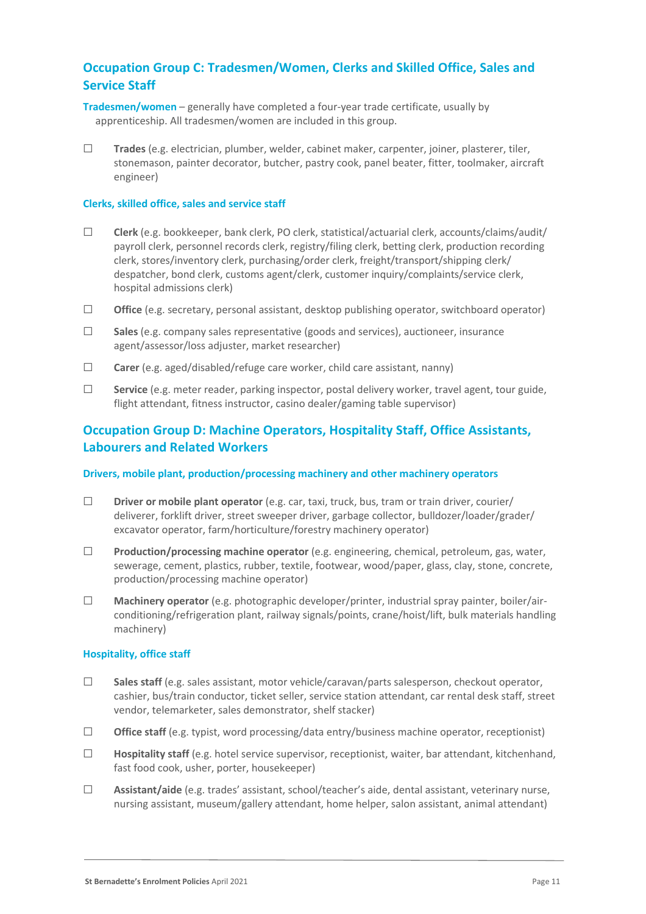## Occupation Group C: Tradesmen/Women, Clerks and Skilled Office, Sales and Service Staff

**Tradesmen/women** – generally have completed a four-year trade certificate, usually by apprenticeship. All tradesmen/women are included in this group.

☐ **Trades** (e.g. electrician, plumber, welder, cabinet maker, carpenter, joiner, plasterer, tiler, stonemason, painter decorator, butcher, pastry cook, panel beater, fitter, toolmaker, aircraft engineer)

#### Clerks, skilled office, sales and service staff

☐ **Clerk** (e.g. bookkeeper, bank clerk, PO clerk, statistical/actuarial clerk, accounts/claims/audit/payroll clerk, personnel records clerk, registry/filing clerk, betting clerk, production recording clerk, stores/inventory clerk, purchasing/order clerk, freight/transport/shipping clerk/despatcher, bond clerk, customs agent/clerk, customer inquiry/complaints/service clerk, hospital admissions clerk)

☐ **Office** (e.g. secretary, personal assistant, desktop publishing operator, switchboard operator)

☐ **Sales** (e.g. company sales representative (goods and services), auctioneer, insurance agent/assessor/loss adjuster, market researcher)

☐ **Carer** (e.g. aged/disabled/refuge care worker, child care assistant, nanny)

☐ **Service** (e.g. meter reader, parking inspector, postal delivery worker, travel agent, tour guide, flight attendant, fitness instructor, casino dealer/gaming table supervisor)

## Occupation Group D: Machine Operators, Hospitality Staff, Office Assistants, Labourers and Related Workers

#### Drivers, mobile plant, production/processing machinery and other machinery operators

☐ **Driver or mobile plant operator** (e.g. car, taxi, truck, bus, tram or train driver, courier/deliverer, forklift driver, street sweeper driver, garbage collector, bulldozer/loader/grader/excavator operator, farm/horticulture/forestry machinery operator)

☐ **Production/processing machine operator** (e.g. engineering, chemical, petroleum, gas, water, sewerage, cement, plastics, rubber, textile, footwear, wood/paper, glass, clay, stone, concrete, production/processing machine operator)

☐ **Machinery operator** (e.g. photographic developer/printer, industrial spray painter, boiler/air-conditioning/refrigeration plant, railway signals/points, crane/hoist/lift, bulk materials handling machinery)

#### Hospitality, office staff

☐ **Sales staff** (e.g. sales assistant, motor vehicle/caravan/parts salesperson, checkout operator, cashier, bus/train conductor, ticket seller, service station attendant, car rental desk staff, street vendor, telemarketer, sales demonstrator, shelf stacker)

☐ **Office staff** (e.g. typist, word processing/data entry/business machine operator, receptionist)

☐ **Hospitality staff** (e.g. hotel service supervisor, receptionist, waiter, bar attendant, kitchenhand, fast food cook, usher, porter, housekeeper)

☐ **Assistant/aide** (e.g. trades' assistant, school/teacher's aide, dental assistant, veterinary nurse, nursing assistant, museum/gallery attendant, home helper, salon assistant, animal attendant)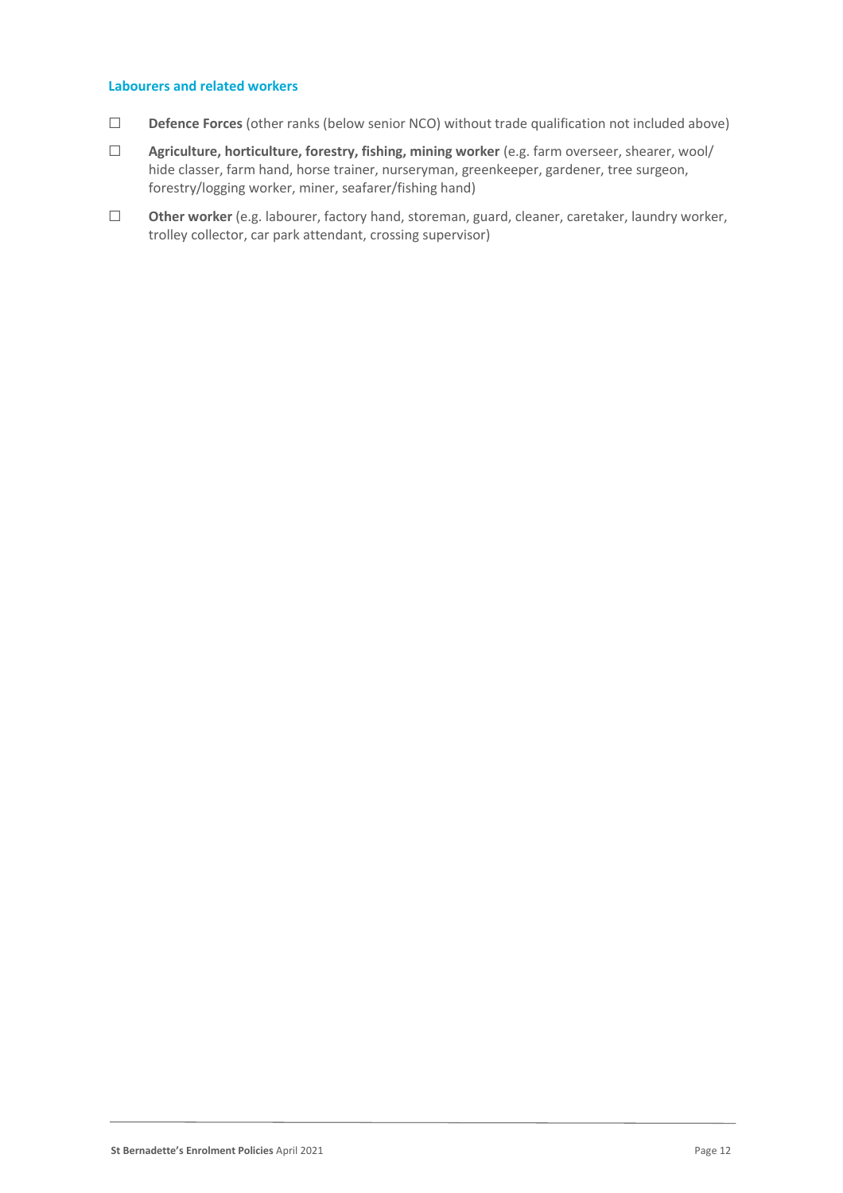### Labourers and related workers

- ☐ **Defence Forces** (other ranks (below senior NCO) without trade qualification not included above)
- ☐ **Agriculture, horticulture, forestry, fishing, mining worker** (e.g. farm overseer, shearer, wool/ hide classer, farm hand, horse trainer, nurseryman, greenkeeper, gardener, tree surgeon, forestry/logging worker, miner, seafarer/fishing hand)
- ☐ **Other worker** (e.g. labourer, factory hand, storeman, guard, cleaner, caretaker, laundry worker, trolley collector, car park attendant, crossing supervisor)